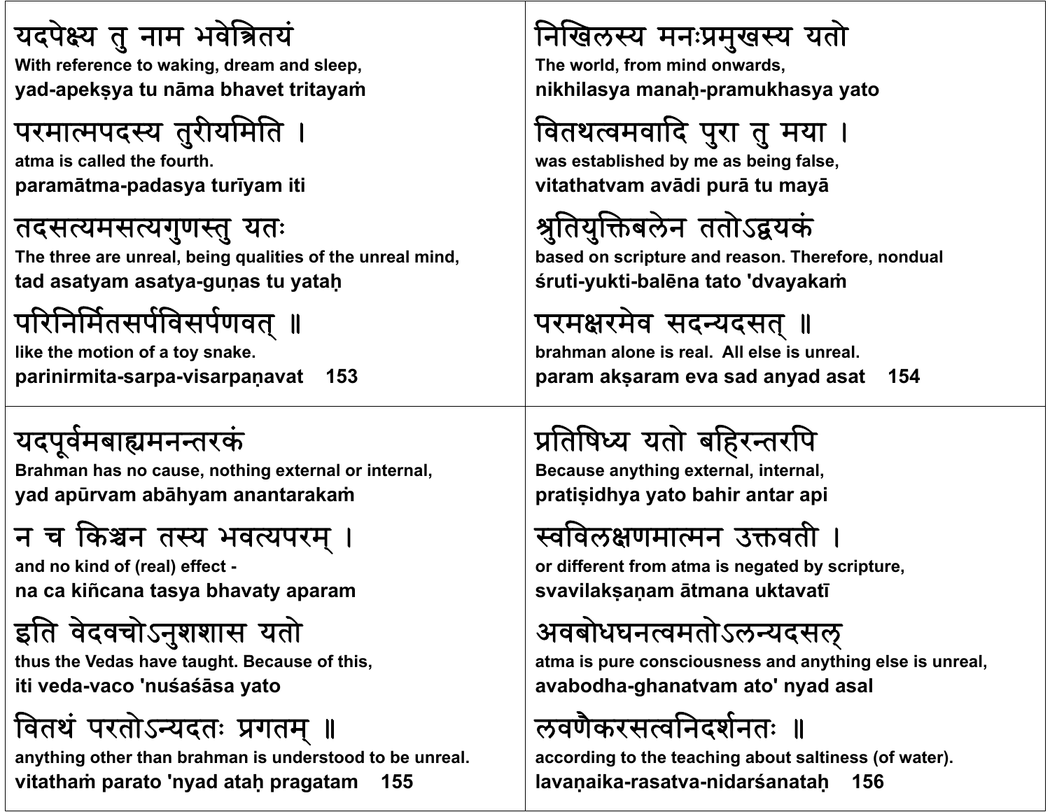यदपेक्ष्य तु नाम भवेत्रितयं
With reference to waking, dream and sleep,
yad-apekṣya tu nāma bhavet tritayaṁ

परमात्मपदस्य तुरीयमिति ।
atma is called the fourth.
paramātma-padasya turīyam iti

तदसत्यमसत्यगुणस्तु यतः
The three are unreal, being qualities of the unreal mind,
tad asatyam asatya-guṇas tu yataḥ

परिनिर्मितसर्पविसर्पणवत् ॥
like the motion of a toy snake.
parinirmita-sarpa-visarpaṇavat 153

निखिलस्य मनःप्रमुखस्य यतो
The world, from mind onwards,
nikhilasya manaḥ-pramukhasya yato

वितथत्वमवादि पुरा तु मया ।
was established by me as being false,
vitathatvam avādi purā tu mayā

श्रुतियुक्तिबलेन ततोऽद्वयकं
based on scripture and reason. Therefore, nondual
śruti-yukti-balēna tato 'dvayakaṁ

परमक्षरमेव सदन्यदसत् ॥
brahman alone is real. All else is unreal.
param akṣaram eva sad anyad asat 154

यदपूर्वमबाह्यमनन्तरकं
Brahman has no cause, nothing external or internal,
yad apūrvam abāhyam anantarakaṁ

न च किञ्चन तस्य भवत्यपरम् ।
and no kind of (real) effect -
na ca kiñcana tasya bhavaty aparam

इति वेदवचोऽनुशशास यतो
thus the Vedas have taught. Because of this,
iti veda-vaco 'nuśaśāsa yato

वितथं परतोऽन्यदतः प्रगतम् ॥
anything other than brahman is understood to be unreal.
vitathaṁ parato 'nyad ataḥ pragatam 155

प्रतिषिध्य यतो बहिरन्तरपि
Because anything external, internal,
pratiṣidhya yato bahir antar api

स्वविलक्षणमात्मन उक्तवती ।
or different from atma is negated by scripture,
svavilakṣaṇam ātmana uktavatī

अवबोधघनत्वमतोऽलन्यदसल्
atma is pure consciousness and anything else is unreal,
avabodha-ghanatvam ato' nyad asal

लवणैकरसत्वनिदर्शनतः ॥
according to the teaching about saltiness (of water).
lavaṇaika-rasatva-nidarśanataḥ 156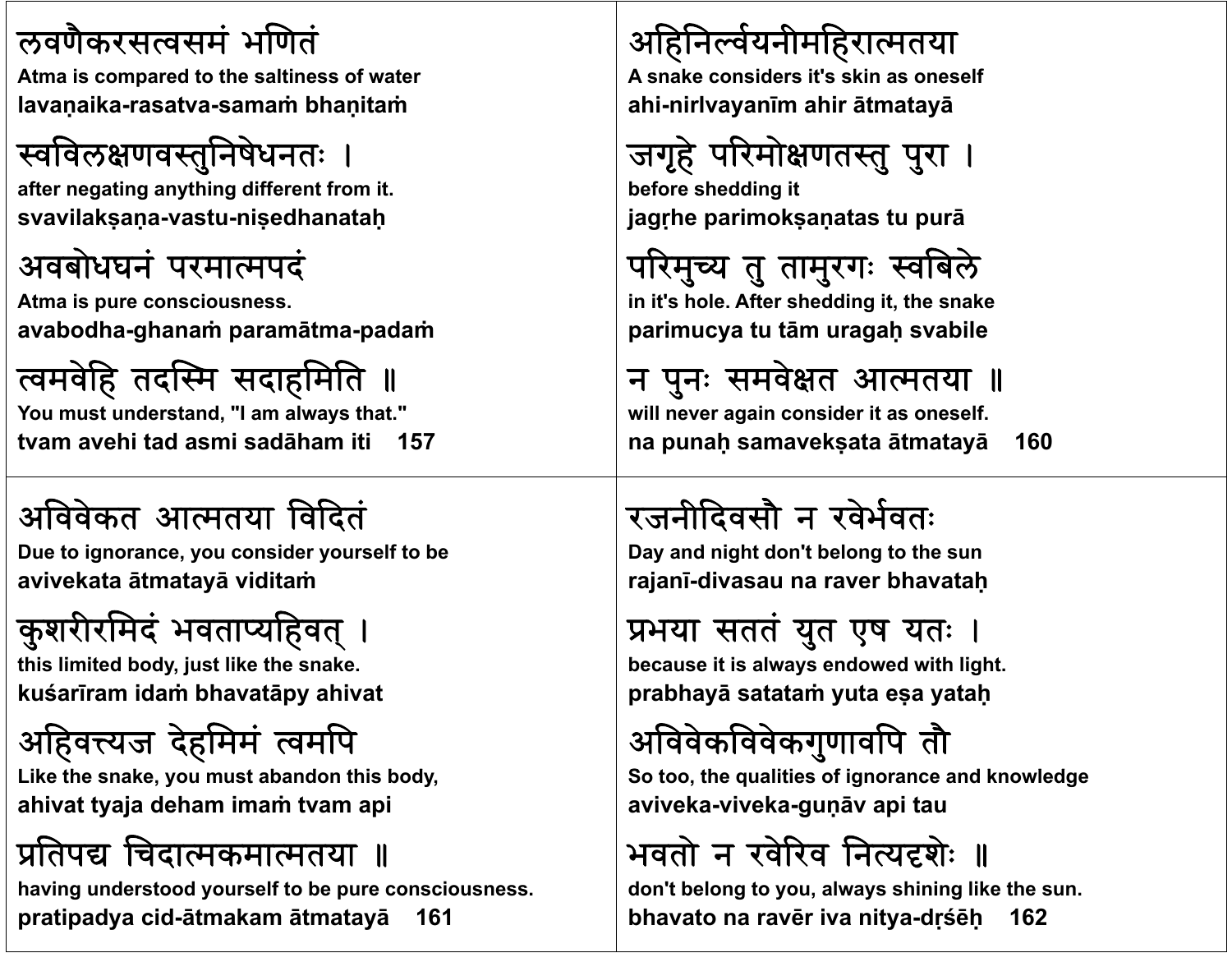लवणैकरसत्वसमं भणितं
**Atma is compared to the saltiness of water**
**lavaṇaika-rasatva-samaṁ bhaṇitaṁ**

स्वविलक्षणवस्तुनिषेधनतः ।
**after negating anything different from it.**
**svavilakṣaṇa-vastu-niṣedhanataḥ**

अवबोधघनं परमात्मपदं
**Atma is pure consciousness.**
**avabodha-ghanaṁ paramātma-padaṁ**

त्वमवेहि तदस्मि सदाहमिति ॥
**You must understand, "I am always that."**
**tvam avehi tad asmi sadāham iti 157**

अहिनिर्ल्वयनीमहिरात्मतया
**A snake considers it's skin as oneself**
**ahi-nirlvayanīm ahir ātmatayā**

जगृहे परिमोक्षणतस्तु पुरा ।
**before shedding it**
**jagṛhe parimokṣaṇatas tu purā**

परिमुच्य तु तामुरगः स्वबिले
**in it's hole. After shedding it, the snake**
**parimucya tu tām uragaḥ svabile**

न पुनः समवेक्षत आत्मतया ॥
**will never again consider it as oneself.**
**na punaḥ samavekṣata ātmatayā 160**

अविवेकत आत्मतया विदितं
**Due to ignorance, you consider yourself to be**
**avivekata ātmatayā viditaṁ**

कुशरीरमिदं भवताप्यहिवत् ।
**this limited body, just like the snake.**
**kuśarīram idaṁ bhavatāpy ahivat**

अहिवत्त्यज देहमिमं त्वमपि
**Like the snake, you must abandon this body,**
**ahivat tyaja deham imaṁ tvam api**

प्रतिपद्य चिदात्मकमात्मतया ॥
**having understood yourself to be pure consciousness.**
**pratipadya cid-ātmakam ātmatayā 161**

रजनीदिवसौ न रवेर्भवतः
**Day and night don't belong to the sun**
**rajanī-divasau na raver bhavataḥ**

प्रभया सततं युत एष यतः ।
**because it is always endowed with light.**
**prabhayā satataṁ yuta eṣa yataḥ**

अविवेकविवेकगुणावपि तौ
**So too, the qualities of ignorance and knowledge**
**aviveka-viveka-guṇāv api tau**

भवतो न रवेरिव नित्यदृशेः ॥
**don't belong to you, always shining like the sun.**
**bhavato na ravēr iva nitya-dṛśēḥ 162**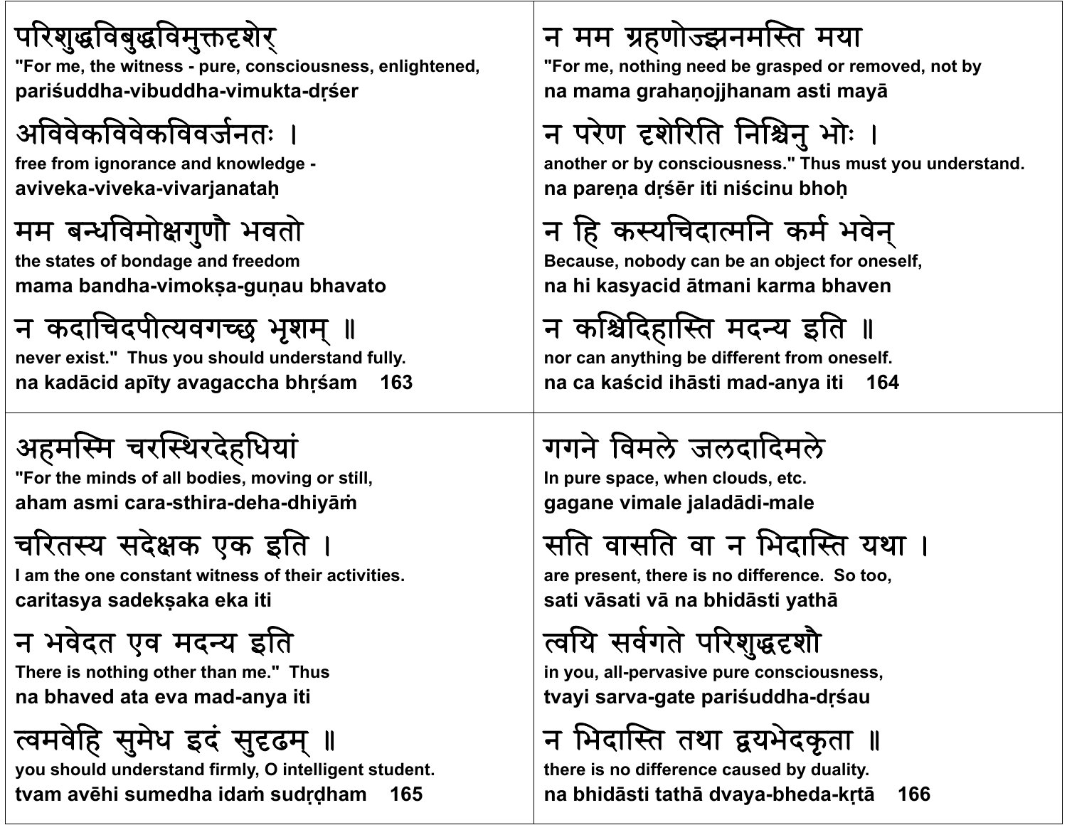परिशुद्धविबुद्धविमुक्तदृशेर्
**"For me, the witness - pure, consciousness, enlightened,**
**pariśuddha-vibuddha-vimukta-dṛśer**

अविवेकविवेकविवर्जनतः ।
**free from ignorance and knowledge -**
**aviveka-viveka-vivarjanataḥ**

मम बन्धविमोक्षगुणौ भवतो
**the states of bondage and freedom**
**mama bandha-vimokṣa-guṇau bhavato**

न कदाचिदपीत्यवगच्छ भृशम् ॥
**never exist." Thus you should understand fully.**
**na kadācid apīty avagaccha bhṛśam 163**

न मम ग्रहणोज्झनमस्ति मया
**"For me, nothing need be grasped or removed, not by**
**na mama grahaṇojjhanam asti mayā**

न परेण दृशेरिति निश्चिनु भोः ।
**another or by consciousness." Thus must you understand.**
**na pareṇa dṛśēr iti niścinu bhoḥ**

न हि कस्यचिदात्मनि कर्म भवेन्
**Because, nobody can be an object for oneself,**
**na hi kasyacid ātmani karma bhaven**

न कश्चिदिहास्ति मदन्य इति ॥
**nor can anything be different from oneself.**
**na ca kaścid ihāsti mad-anya iti 164**

अहमस्मि चरस्थिरदेहधियां
**"For the minds of all bodies, moving or still,**
**aham asmi cara-sthira-deha-dhiyāṁ**

चरितस्य सदेक्षक एक इति ।
**I am the one constant witness of their activities.**
**caritasya sadekṣaka eka iti**

न भवेदत एव मदन्य इति
**There is nothing other than me." Thus**
**na bhaved ata eva mad-anya iti**

त्वमवेहि सुमेध इदं सुदृढम् ॥
**you should understand firmly, O intelligent student.**
**tvam avēhi sumedha idaṁ sudṛḍham 165**

गगने विमले जलदादिमले
**In pure space, when clouds, etc.**
**gagane vimale jaladādi-male**

सति वासति वा न भिदास्ति यथा ।
**are present, there is no difference. So too,**
**sati vāsati vā na bhidāsti yathā**

त्वयि सर्वगते परिशुद्धदृशौ
**in you, all-pervasive pure consciousness,**
**tvayi sarva-gate pariśuddha-dṛśau**

न भिदास्ति तथा द्वयभेदकृता ॥
**there is no difference caused by duality.**
**na bhidāsti tathā dvaya-bheda-kṛtā 166**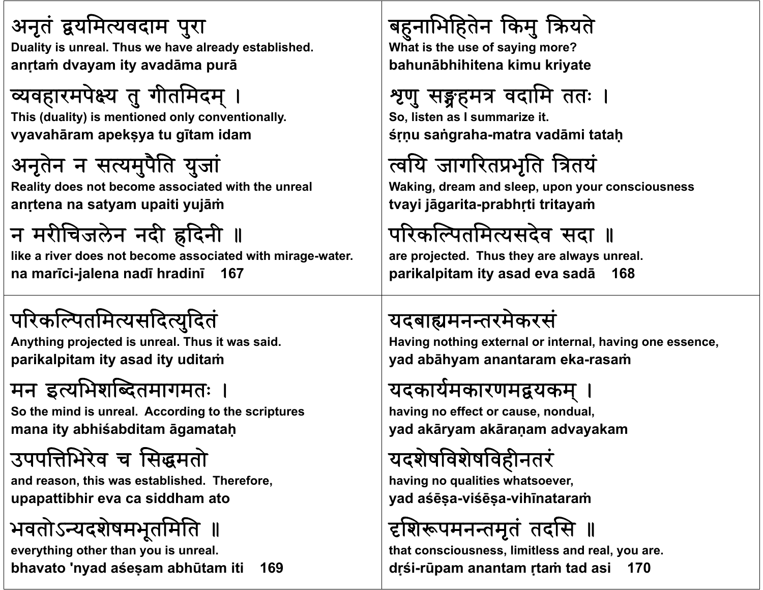अनृतं द्वयमित्यवदाम पुरा
**Duality is unreal. Thus we have already established.**
**anṛtaṁ dvayam ity avadāma purā**

व्यवहारमपेक्ष्य तु गीतमिदम् ।
**This (duality) is mentioned only conventionally.**
**vyavahāram apekṣya tu gītam idam**

अनृतेन न सत्यमुपैति युजां
**Reality does not become associated with the unreal**
**anṛtena na satyam upaiti yujāṁ**

न मरीचिजलेन नदी ह्रदिनी ॥
**like a river does not become associated with mirage-water.**
**na marīci-jalena nadī hradinī 167**

बहुनाभिहितेन किमु क्रियते
**What is the use of saying more?**
**bahunābhihitena kimu kriyate**

श्रृणु सङ्ग्रहमत्र वदामि ततः ।
**So, listen as I summarize it.**
**śṛṇu saṅgraha-matra vadāmi tataḥ**

त्वयि जागरितप्रभृति त्रितयं
**Waking, dream and sleep, upon your consciousness**
**tvayi jāgarita-prabhṛti tritayaṁ**

परिकल्पितमित्यसदेव सदा ॥
**are projected. Thus they are always unreal.**
**parikalpitam ity asad eva sadā 168**

परिकल्पितमित्यसदित्युदितं
**Anything projected is unreal. Thus it was said.**
**parikalpitam ity asad ity uditaṁ**

मन इत्यभिशब्दितमागमतः ।
**So the mind is unreal. According to the scriptures**
**mana ity abhiśabditam āgamataḥ**

उपपत्तिभिरेव च सिद्धमतो
**and reason, this was established. Therefore,**
**upapattibhir eva ca siddham ato**

भवतोऽन्यदशेषमभूतमिति ॥
**everything other than you is unreal.**
**bhavato 'nyad aśeṣam abhūtam iti 169**

यदबाह्यमनन्तरमेकरसं
**Having nothing external or internal, having one essence,**
**yad abāhyam anantaram eka-rasaṁ**

यदकार्यमकारणमद्वयकम् ।
**having no effect or cause, nondual,**
**yad akāryam akāraṇam advayakam**

यदशेषविशेषविहीनतरं
**having no qualities whatsoever,**
**yad aśēṣa-viśēṣa-vihīnataraṁ**

दृशिरूपमनन्तमृतं तदसि ॥
**that consciousness, limitless and real, you are.**
**dṛśi-rūpam anantam ṛtaṁ tad asi 170**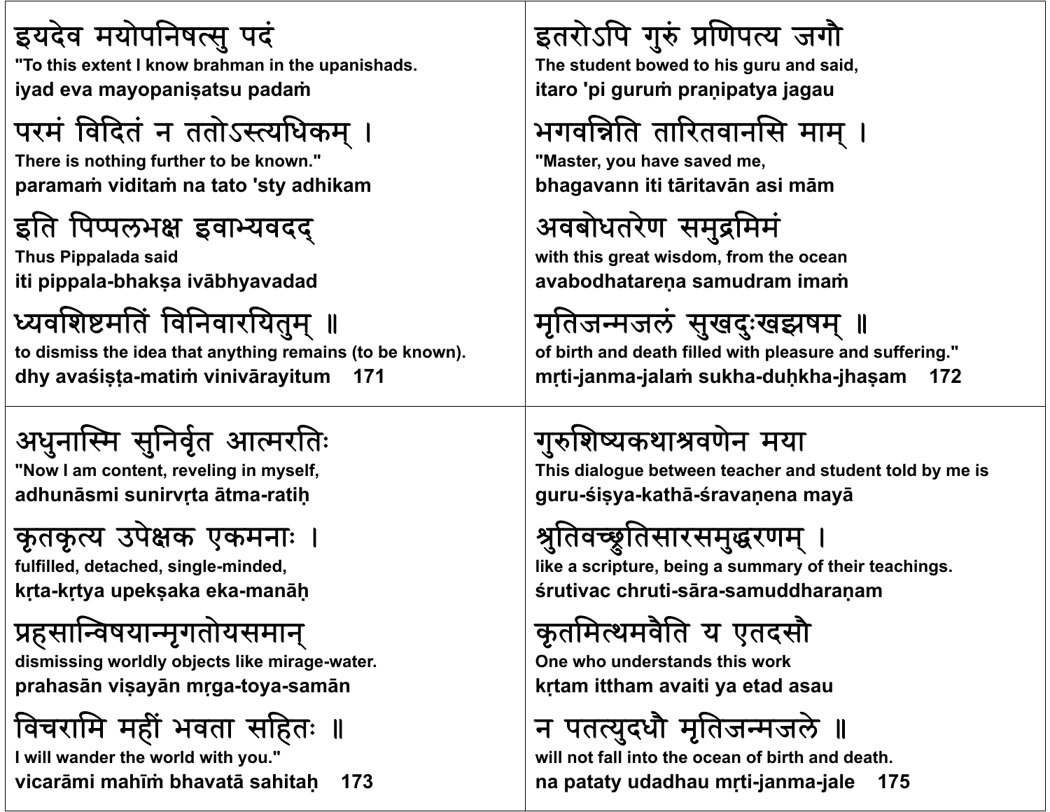इयदेव मयोपनिषत्सु पदं
**"To this extent I know brahman in the upanishads.**
**iyad eva mayopaniṣatsu padaṁ**

परमं विदितं न ततोऽस्त्यधिकम् ।
**There is nothing further to be known."**
**paramaṁ viditaṁ na tato 'sty adhikam**

इति पिप्पलभक्ष इवाभ्यवदद्
**Thus Pippalada said**
**iti pippala-bhakṣa ivābhyavadad**

ध्यवशिष्टमतिं विनिवारयितुम् ॥
**to dismiss the idea that anything remains (to be known).**
**dhy avaśiṣṭa-matiṁ vinivārayitum 171**

इतरोऽपि गुरुं प्रणिपत्य जगौ
**The student bowed to his guru and said,**
**itaro 'pi guruṁ praṇipatya jagau**

भगवन्निति तारितवानसि माम् ।
**"Master, you have saved me,**
**bhagavann iti tāritavān asi mām**

अवबोधतरेण समुद्रमिमं
**with this great wisdom, from the ocean**
**avabodhatareṇa samudram imaṁ**

मृतिजन्मजलं सुखदुःखझषम् ॥
**of birth and death filled with pleasure and suffering."**
**mṛti-janma-jalaṁ sukha-duḥkha-jhaṣam 172**

अधुनास्मि सुनिर्वृत आत्मरतिः
**"Now I am content, reveling in myself,**
**adhunāsmi sunirvṛta ātma-ratiḥ**

कृतकृत्य उपेक्षक एकमनाः ।
**fulfilled, detached, single-minded,**
**kṛta-kṛtya upekṣaka eka-manāḥ**

प्रहसान्विषयान्मृगतोयसमान्
**dismissing worldly objects like mirage-water.**
**prahasān viṣayān mṛga-toya-samān**

विचरामि महीं भवता सहितः ॥
**I will wander the world with you."**
**vicarāmi mahīṁ bhavatā sahitaḥ 173**

गुरुशिष्यकथाश्रवणेन मया
**This dialogue between teacher and student told by me is**
**guru-śiṣya-kathā-śravaṇena mayā**

श्रुतिवच्छ्रुतिसारसमुद्धरणम् ।
**like a scripture, being a summary of their teachings.**
**śrutivac chruti-sāra-samuddharaṇam**

कृतमित्थमवैति य एतदसौ
**One who understands this work**
**kṛtam ittham avaiti ya etad asau**

न पतत्युदधौ मृतिजन्मजले ॥
**will not fall into the ocean of birth and death.**
**na pataty udadhau mṛti-janma-jale 175**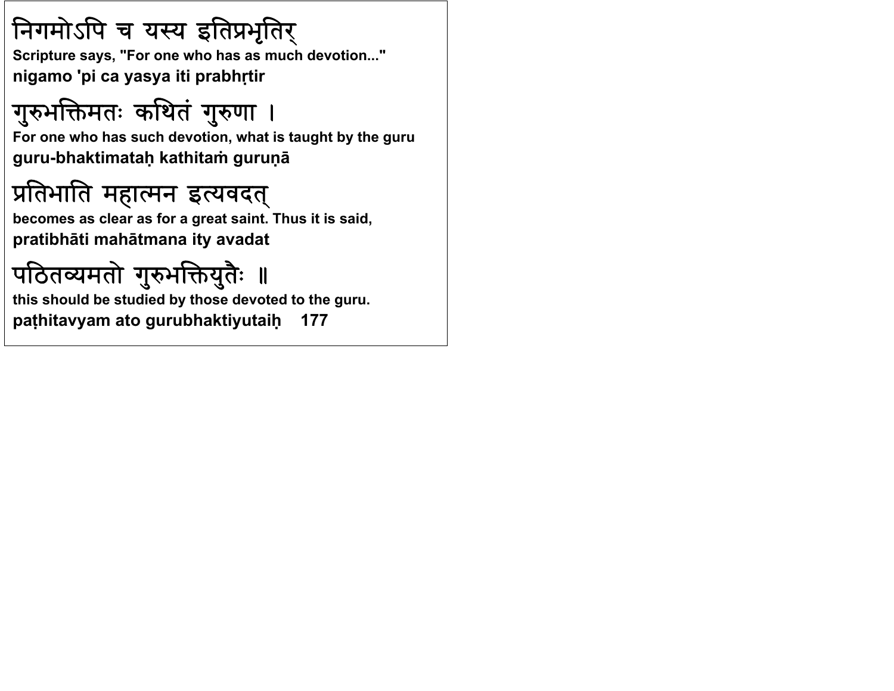निगमोऽपि च यस्य इतिप्रभृतिर्

**Scripture says, "For one who has as much devotion..."**

**nigamo 'pi ca yasya iti prabhṛtir**

गुरुभक्तिमतः कथितं गुरुणा ।

**For one who has such devotion, what is taught by the guru**

**guru-bhaktimataḥ kathitaṁ guruṇā**

प्रतिभाति महात्मन इत्यवदत्

**becomes as clear as for a great saint. Thus it is said,**

**pratibhāti mahātmana ity avadat**

पठितव्यमतो गुरुभक्तियुतैः ॥

**this should be studied by those devoted to the guru.**

**paṭhitavyam ato gurubhaktiyutaiḥ 177**